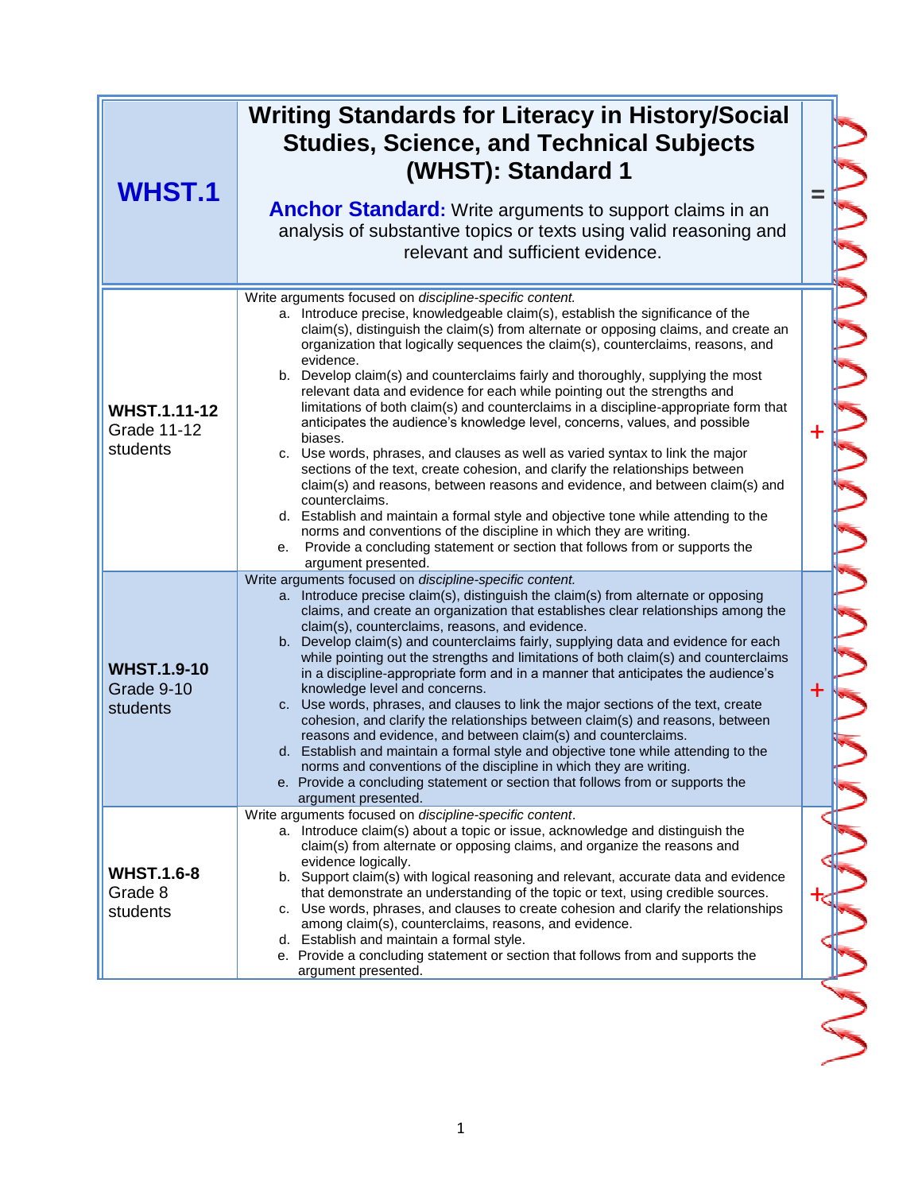| WHST.1 | Writing Standards for Literacy in History/Social Studies, Science, and Technical Subjects (WHST): Standard 1<br><br>**Anchor Standard:** Write arguments to support claims in an analysis of substantive topics or texts using valid reasoning and relevant and sufficient evidence. | = |
|---|---|---|
| **WHST.1.11-12** Grade 11-12 students | Write arguments focused on *discipline-specific content.*<br>a. Introduce precise, knowledgeable claim(s), establish the significance of the claim(s), distinguish the claim(s) from alternate or opposing claims, and create an organization that logically sequences the claim(s), counterclaims, reasons, and evidence.<br>b. Develop claim(s) and counterclaims fairly and thoroughly, supplying the most relevant data and evidence for each while pointing out the strengths and limitations of both claim(s) and counterclaims in a discipline-appropriate form that anticipates the audience's knowledge level, concerns, values, and possible biases.<br>c. Use words, phrases, and clauses as well as varied syntax to link the major sections of the text, create cohesion, and clarify the relationships between claim(s) and reasons, between reasons and evidence, and between claim(s) and counterclaims.<br>d. Establish and maintain a formal style and objective tone while attending to the norms and conventions of the discipline in which they are writing.<br>e. Provide a concluding statement or section that follows from or supports the argument presented. | + |
| **WHST.1.9-10** Grade 9-10 students | Write arguments focused on *discipline-specific content.*<br>a. Introduce precise claim(s), distinguish the claim(s) from alternate or opposing claims, and create an organization that establishes clear relationships among the claim(s), counterclaims, reasons, and evidence.<br>b. Develop claim(s) and counterclaims fairly, supplying data and evidence for each while pointing out the strengths and limitations of both claim(s) and counterclaims in a discipline-appropriate form and in a manner that anticipates the audience's knowledge level and concerns.<br>c. Use words, phrases, and clauses to link the major sections of the text, create cohesion, and clarify the relationships between claim(s) and reasons, between reasons and evidence, and between claim(s) and counterclaims.<br>d. Establish and maintain a formal style and objective tone while attending to the norms and conventions of the discipline in which they are writing.<br>e. Provide a concluding statement or section that follows from or supports the argument presented. | + |
| **WHST.1.6-8** Grade 8 students | Write arguments focused on *discipline-specific content*.<br>a. Introduce claim(s) about a topic or issue, acknowledge and distinguish the claim(s) from alternate or opposing claims, and organize the reasons and evidence logically.<br>b. Support claim(s) with logical reasoning and relevant, accurate data and evidence that demonstrate an understanding of the topic or text, using credible sources.<br>c. Use words, phrases, and clauses to create cohesion and clarify the relationships among claim(s), counterclaims, reasons, and evidence.<br>d. Establish and maintain a formal style.<br>e. Provide a concluding statement or section that follows from and supports the argument presented. | + |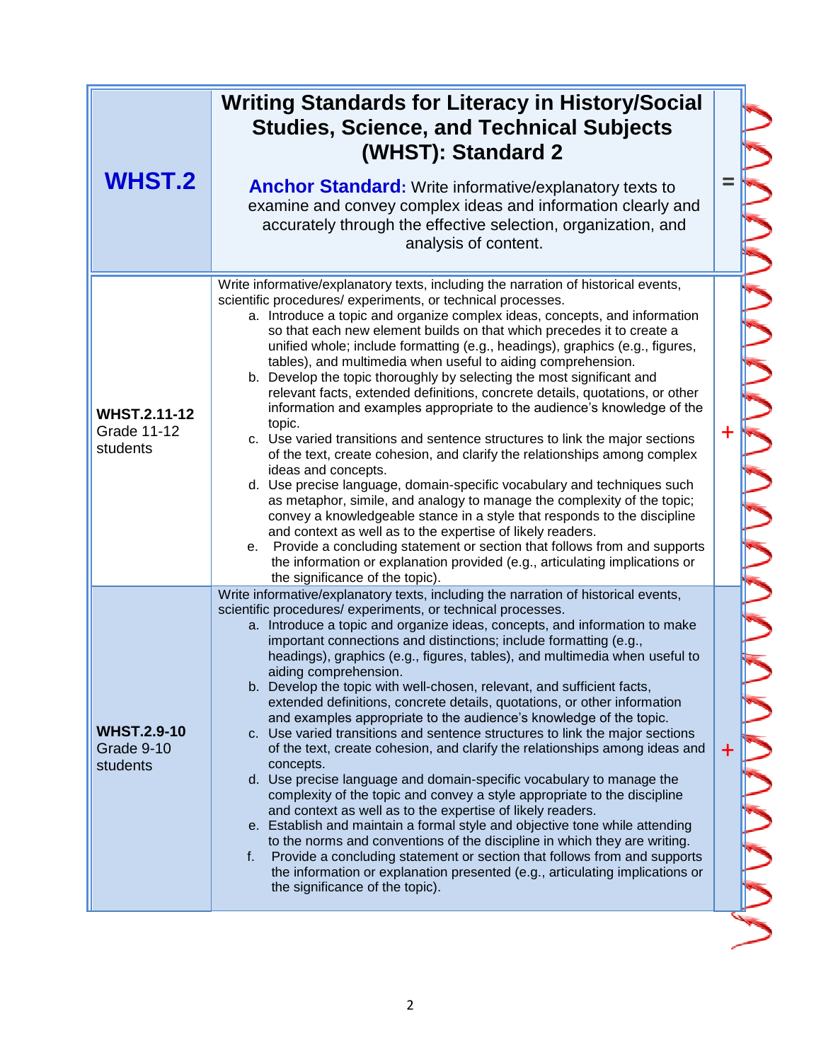| | | |
|---|---|---|
| **WHST.2** | **Writing Standards for Literacy in History/Social Studies, Science, and Technical Subjects (WHST): Standard 2**<br><br>**Anchor Standard:** Write informative/explanatory texts to examine and convey complex ideas and information clearly and accurately through the effective selection, organization, and analysis of content. | = |
| **WHST.2.11-12** Grade 11-12 students | Write informative/explanatory texts, including the narration of historical events, scientific procedures/ experiments, or technical processes.<br>a. Introduce a topic and organize complex ideas, concepts, and information so that each new element builds on that which precedes it to create a unified whole; include formatting (e.g., headings), graphics (e.g., figures, tables), and multimedia when useful to aiding comprehension.<br>b. Develop the topic thoroughly by selecting the most significant and relevant facts, extended definitions, concrete details, quotations, or other information and examples appropriate to the audience's knowledge of the topic.<br>c. Use varied transitions and sentence structures to link the major sections of the text, create cohesion, and clarify the relationships among complex ideas and concepts.<br>d. Use precise language, domain-specific vocabulary and techniques such as metaphor, simile, and analogy to manage the complexity of the topic; convey a knowledgeable stance in a style that responds to the discipline and context as well as to the expertise of likely readers.<br>e. Provide a concluding statement or section that follows from and supports the information or explanation provided (e.g., articulating implications or the significance of the topic). | + |
| **WHST.2.9-10** Grade 9-10 students | Write informative/explanatory texts, including the narration of historical events, scientific procedures/ experiments, or technical processes.<br>a. Introduce a topic and organize ideas, concepts, and information to make important connections and distinctions; include formatting (e.g., headings), graphics (e.g., figures, tables), and multimedia when useful to aiding comprehension.<br>b. Develop the topic with well-chosen, relevant, and sufficient facts, extended definitions, concrete details, quotations, or other information and examples appropriate to the audience's knowledge of the topic.<br>c. Use varied transitions and sentence structures to link the major sections of the text, create cohesion, and clarify the relationships among ideas and concepts.<br>d. Use precise language and domain-specific vocabulary to manage the complexity of the topic and convey a style appropriate to the discipline and context as well as to the expertise of likely readers.<br>e. Establish and maintain a formal style and objective tone while attending to the norms and conventions of the discipline in which they are writing.<br>f. Provide a concluding statement or section that follows from and supports the information or explanation presented (e.g., articulating implications or the significance of the topic). | + |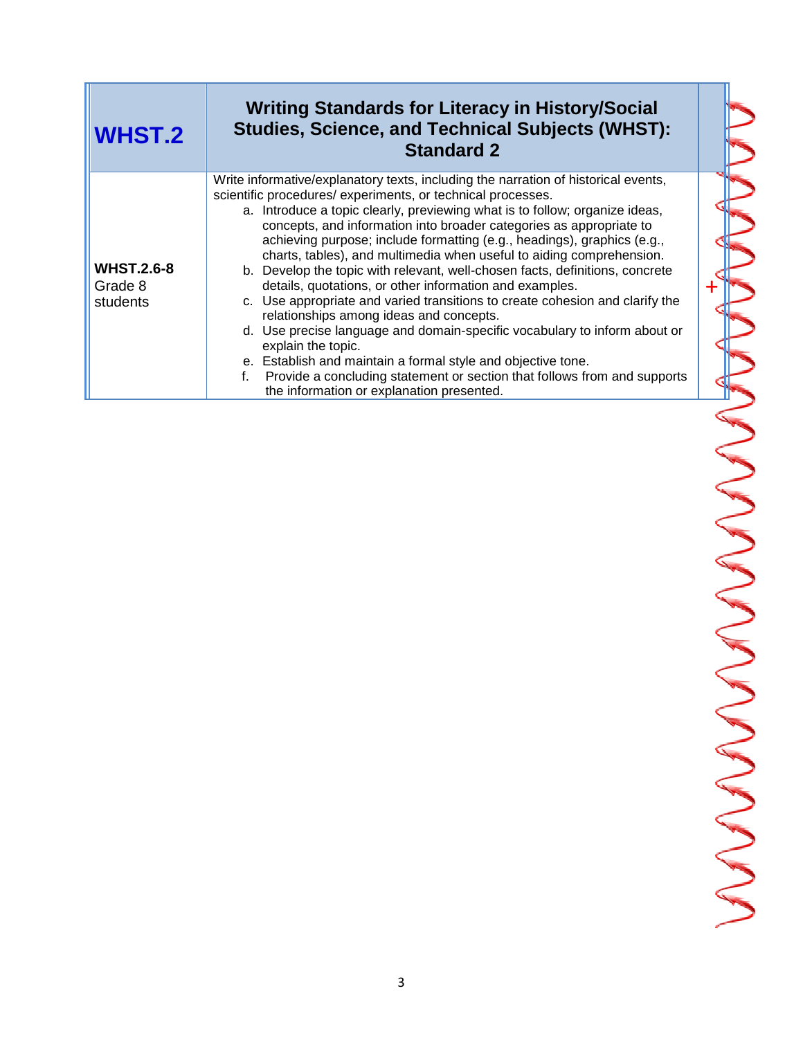| WHST.2 | Writing Standards for Literacy in History/Social Studies, Science, and Technical Subjects (WHST): Standard 2 | |
|---|---|---|
| **WHST.2.6-8** Grade 8 students | Write informative/explanatory texts, including the narration of historical events, scientific procedures/ experiments, or technical processes.<br>a. Introduce a topic clearly, previewing what is to follow; organize ideas, concepts, and information into broader categories as appropriate to achieving purpose; include formatting (e.g., headings), graphics (e.g., charts, tables), and multimedia when useful to aiding comprehension.<br>b. Develop the topic with relevant, well-chosen facts, definitions, concrete details, quotations, or other information and examples.<br>c. Use appropriate and varied transitions to create cohesion and clarify the relationships among ideas and concepts.<br>d. Use precise language and domain-specific vocabulary to inform about or explain the topic.<br>e. Establish and maintain a formal style and objective tone.<br>f. Provide a concluding statement or section that follows from and supports the information or explanation presented. | + |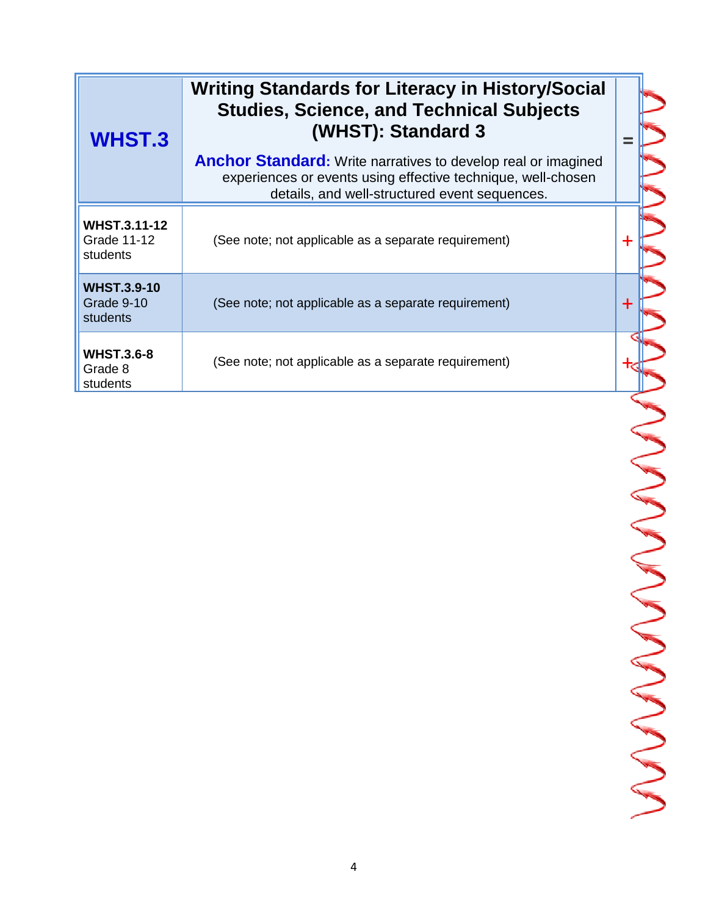| | | |
|---|---|---|
| **WHST.3** | **Writing Standards for Literacy in History/Social Studies, Science, and Technical Subjects (WHST): Standard 3**<br><br>**Anchor Standard:** Write narratives to develop real or imagined experiences or events using effective technique, well-chosen details, and well-structured event sequences. | = |
| **WHST.3.11-12** Grade 11-12 students | (See note; not applicable as a separate requirement) | + |
| **WHST.3.9-10** Grade 9-10 students | (See note; not applicable as a separate requirement) | + |
| **WHST.3.6-8** Grade 8 students | (See note; not applicable as a separate requirement) | + |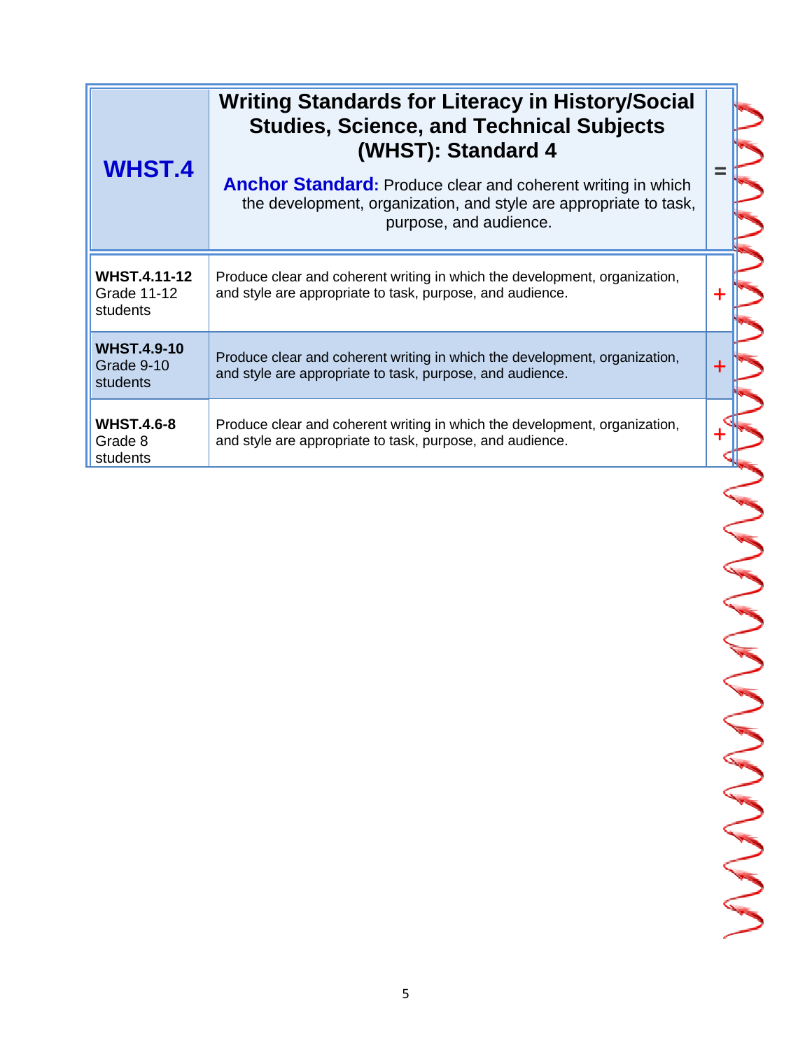| WHST.4 | **Writing Standards for Literacy in History/Social Studies, Science, and Technical Subjects (WHST): Standard 4**<br><br>**Anchor Standard:** Produce clear and coherent writing in which the development, organization, and style are appropriate to task, purpose, and audience. | = |
|---|---|---|
| **WHST.4.11-12** Grade 11-12 students | Produce clear and coherent writing in which the development, organization, and style are appropriate to task, purpose, and audience. | + |
| **WHST.4.9-10** Grade 9-10 students | Produce clear and coherent writing in which the development, organization, and style are appropriate to task, purpose, and audience. | + |
| **WHST.4.6-8** Grade 8 students | Produce clear and coherent writing in which the development, organization, and style are appropriate to task, purpose, and audience. | + |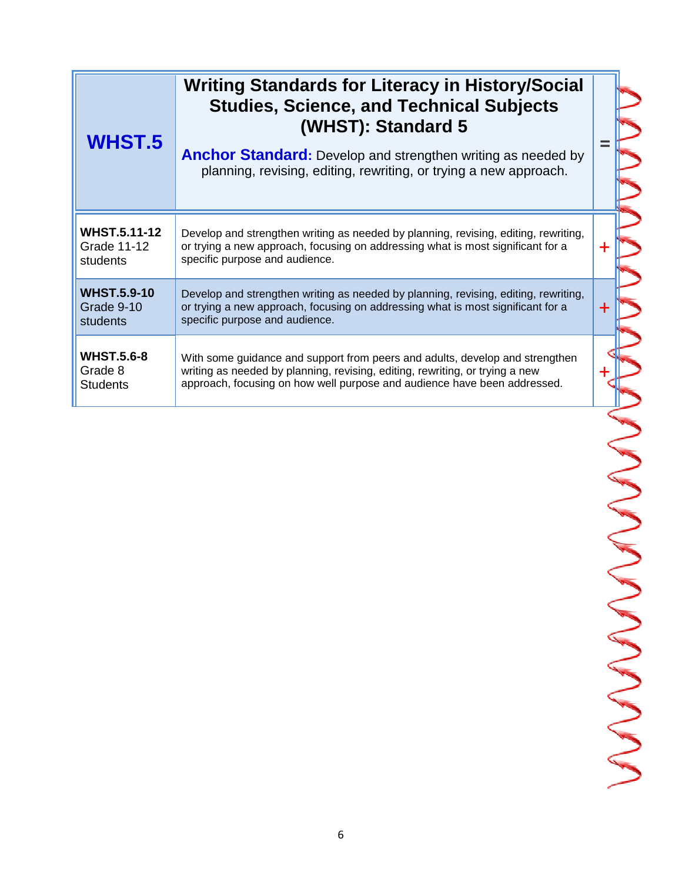| WHST.5 | Writing Standards for Literacy in History/Social Studies, Science, and Technical Subjects (WHST): Standard 5<br><br>**Anchor Standard:** Develop and strengthen writing as needed by planning, revising, editing, rewriting, or trying a new approach. | = |
|---|---|---|
| **WHST.5.11-12** Grade 11-12 students | Develop and strengthen writing as needed by planning, revising, editing, rewriting, or trying a new approach, focusing on addressing what is most significant for a specific purpose and audience. | + |
| **WHST.5.9-10** Grade 9-10 students | Develop and strengthen writing as needed by planning, revising, editing, rewriting, or trying a new approach, focusing on addressing what is most significant for a specific purpose and audience. | + |
| **WHST.5.6-8** Grade 8 Students | With some guidance and support from peers and adults, develop and strengthen writing as needed by planning, revising, editing, rewriting, or trying a new approach, focusing on how well purpose and audience have been addressed. | + |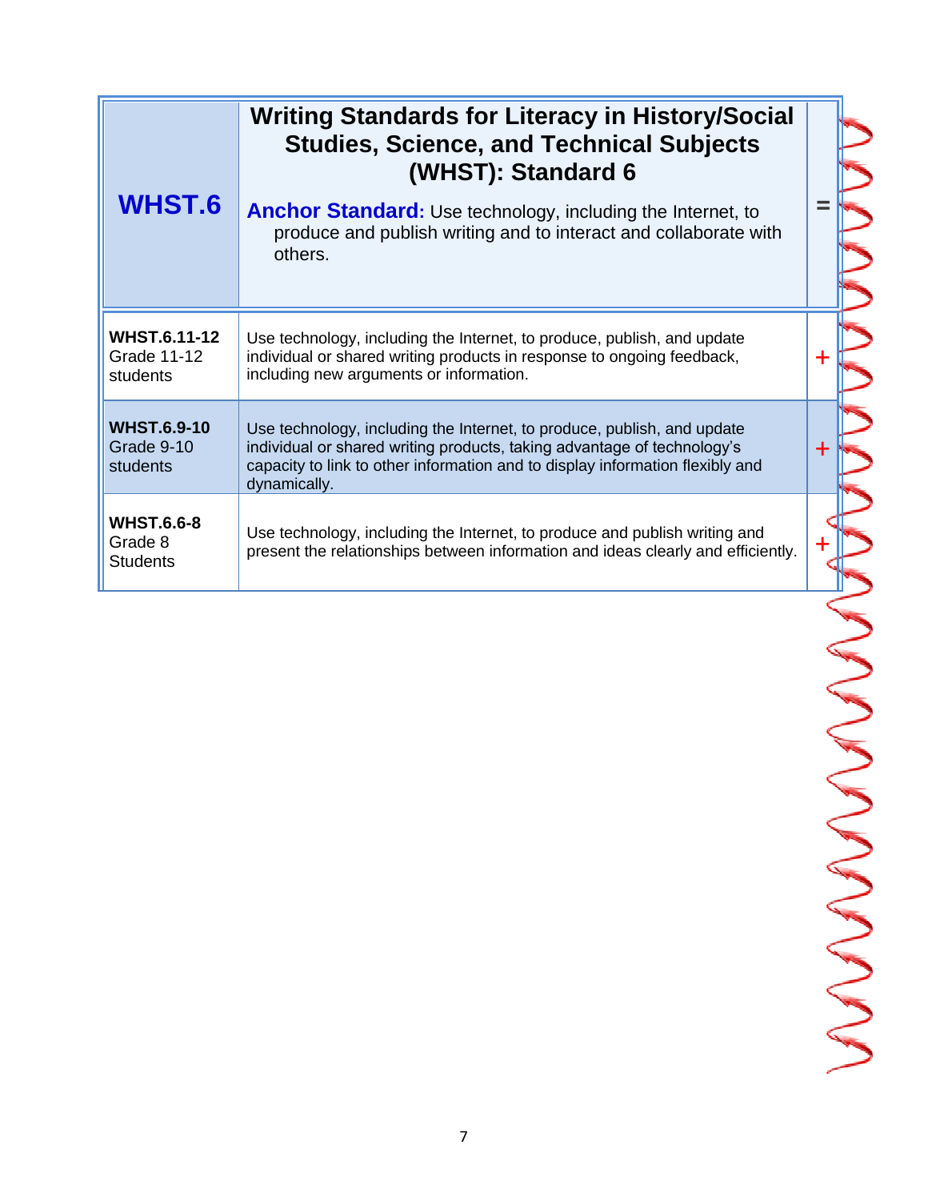| | | |
|---|---|---|
| **WHST.6** | **Writing Standards for Literacy in History/Social Studies, Science, and Technical Subjects (WHST): Standard 6**<br><br>**Anchor Standard:** Use technology, including the Internet, to produce and publish writing and to interact and collaborate with others. | = |
| **WHST.6.11-12** Grade 11-12 students | Use technology, including the Internet, to produce, publish, and update individual or shared writing products in response to ongoing feedback, including new arguments or information. | + |
| **WHST.6.9-10** Grade 9-10 students | Use technology, including the Internet, to produce, publish, and update individual or shared writing products, taking advantage of technology's capacity to link to other information and to display information flexibly and dynamically. | + |
| **WHST.6.6-8** Grade 8 Students | Use technology, including the Internet, to produce and publish writing and present the relationships between information and ideas clearly and efficiently. | + |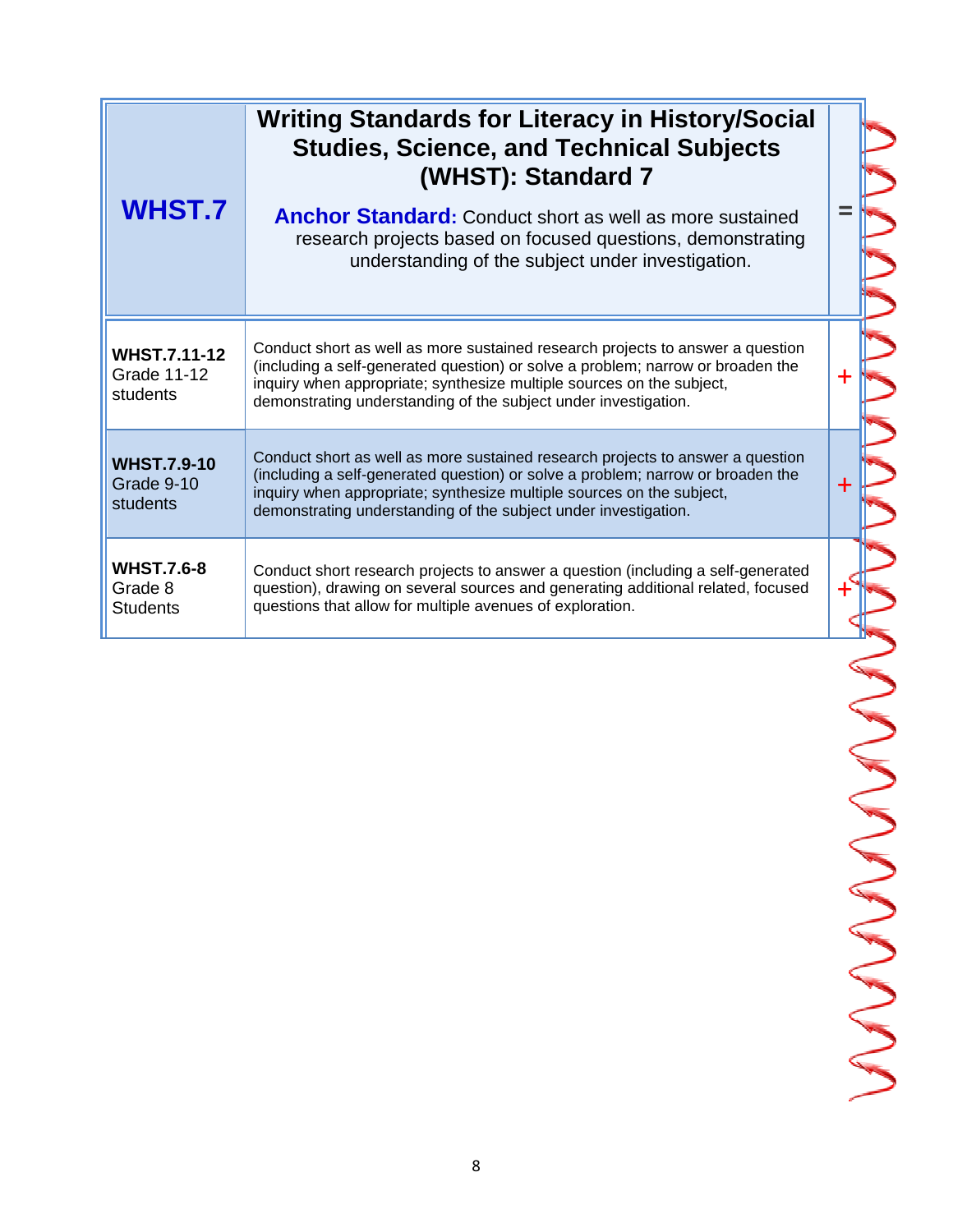| | | |
|---|---|---|
| **WHST.7** | **Writing Standards for Literacy in History/Social Studies, Science, and Technical Subjects (WHST): Standard 7**<br>**Anchor Standard:** Conduct short as well as more sustained research projects based on focused questions, demonstrating understanding of the subject under investigation. | = |
| **WHST.7.11-12** Grade 11-12 students | Conduct short as well as more sustained research projects to answer a question (including a self-generated question) or solve a problem; narrow or broaden the inquiry when appropriate; synthesize multiple sources on the subject, demonstrating understanding of the subject under investigation. | + |
| **WHST.7.9-10** Grade 9-10 students | Conduct short as well as more sustained research projects to answer a question (including a self-generated question) or solve a problem; narrow or broaden the inquiry when appropriate; synthesize multiple sources on the subject, demonstrating understanding of the subject under investigation. | + |
| **WHST.7.6-8** Grade 8 Students | Conduct short research projects to answer a question (including a self-generated question), drawing on several sources and generating additional related, focused questions that allow for multiple avenues of exploration. | + |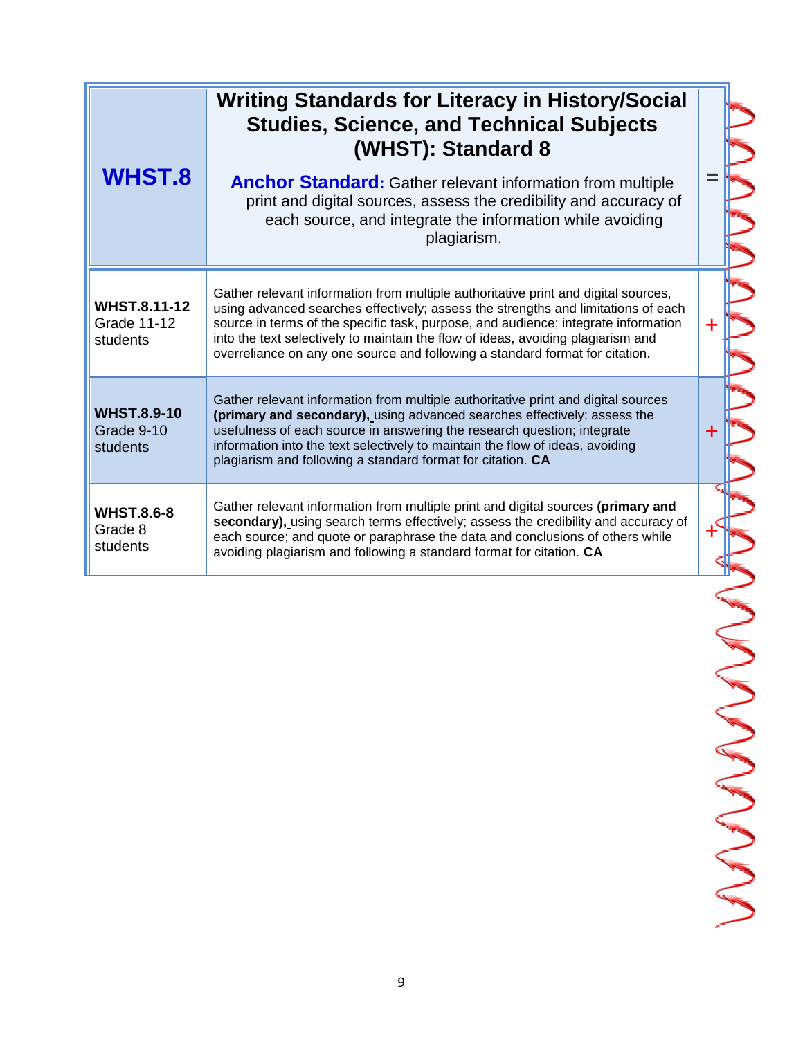| WHST.8 | **Writing Standards for Literacy in History/Social Studies, Science, and Technical Subjects (WHST): Standard 8**<br><br>**Anchor Standard:** Gather relevant information from multiple print and digital sources, assess the credibility and accuracy of each source, and integrate the information while avoiding plagiarism. | = |
|---|---|---|
| **WHST.8.11-12** Grade 11-12 students | Gather relevant information from multiple authoritative print and digital sources, using advanced searches effectively; assess the strengths and limitations of each source in terms of the specific task, purpose, and audience; integrate information into the text selectively to maintain the flow of ideas, avoiding plagiarism and overreliance on any one source and following a standard format for citation. | + |
| **WHST.8.9-10** Grade 9-10 students | Gather relevant information from multiple authoritative print and digital sources **(primary and secondary),** using advanced searches effectively; assess the usefulness of each source in answering the research question; integrate information into the text selectively to maintain the flow of ideas, avoiding plagiarism and following a standard format for citation. **CA** | + |
| **WHST.8.6-8** Grade 8 students | Gather relevant information from multiple print and digital sources **(primary and secondary),** using search terms effectively; assess the credibility and accuracy of each source; and quote or paraphrase the data and conclusions of others while avoiding plagiarism and following a standard format for citation. **CA** | + |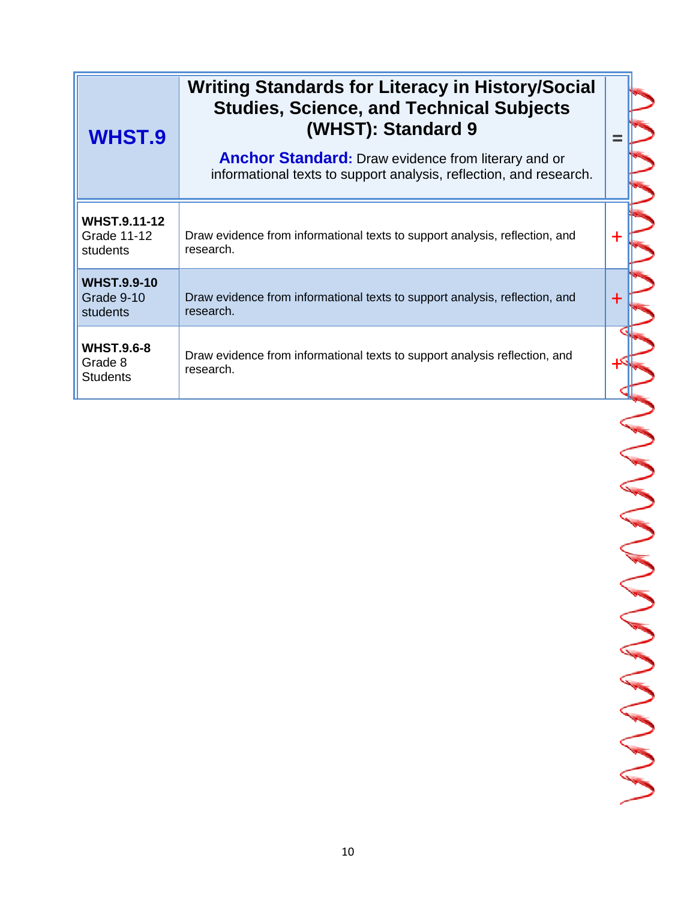| WHST.9 | **Writing Standards for Literacy in History/Social Studies, Science, and Technical Subjects (WHST): Standard 9**<br><br>**Anchor Standard:** Draw evidence from literary and or informational texts to support analysis, reflection, and research. | = |
|---|---|---|
| **WHST.9.11-12** Grade 11-12 students | Draw evidence from informational texts to support analysis, reflection, and research. | + |
| **WHST.9.9-10** Grade 9-10 students | Draw evidence from informational texts to support analysis, reflection, and research. | + |
| **WHST.9.6-8** Grade 8 Students | Draw evidence from informational texts to support analysis reflection, and research. | + |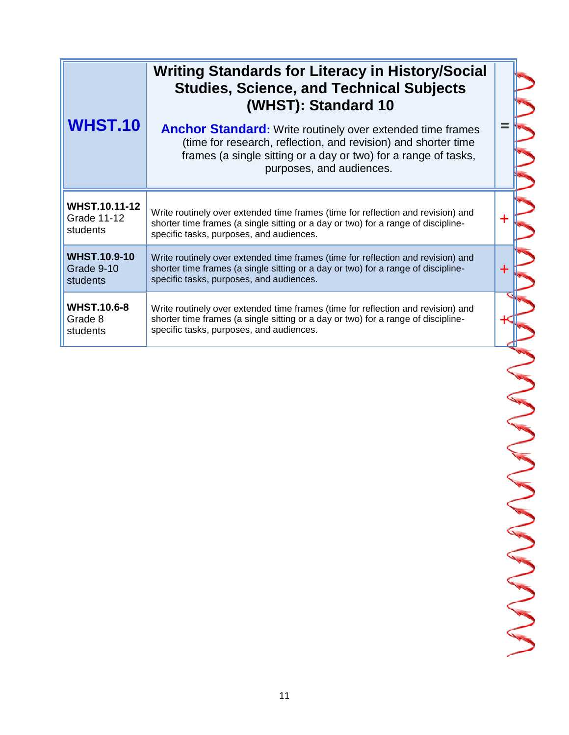| | | |
|---|---|---|
| **WHST.10** | **Writing Standards for Literacy in History/Social Studies, Science, and Technical Subjects (WHST): Standard 10**<br><br>**Anchor Standard:** Write routinely over extended time frames (time for research, reflection, and revision) and shorter time frames (a single sitting or a day or two) for a range of tasks, purposes, and audiences. | = |
| **WHST.10.11-12** Grade 11-12 students | Write routinely over extended time frames (time for reflection and revision) and shorter time frames (a single sitting or a day or two) for a range of discipline-specific tasks, purposes, and audiences. | + |
| **WHST.10.9-10** Grade 9-10 students | Write routinely over extended time frames (time for reflection and revision) and shorter time frames (a single sitting or a day or two) for a range of discipline-specific tasks, purposes, and audiences. | + |
| **WHST.10.6-8** Grade 8 students | Write routinely over extended time frames (time for reflection and revision) and shorter time frames (a single sitting or a day or two) for a range of discipline-specific tasks, purposes, and audiences. | + |